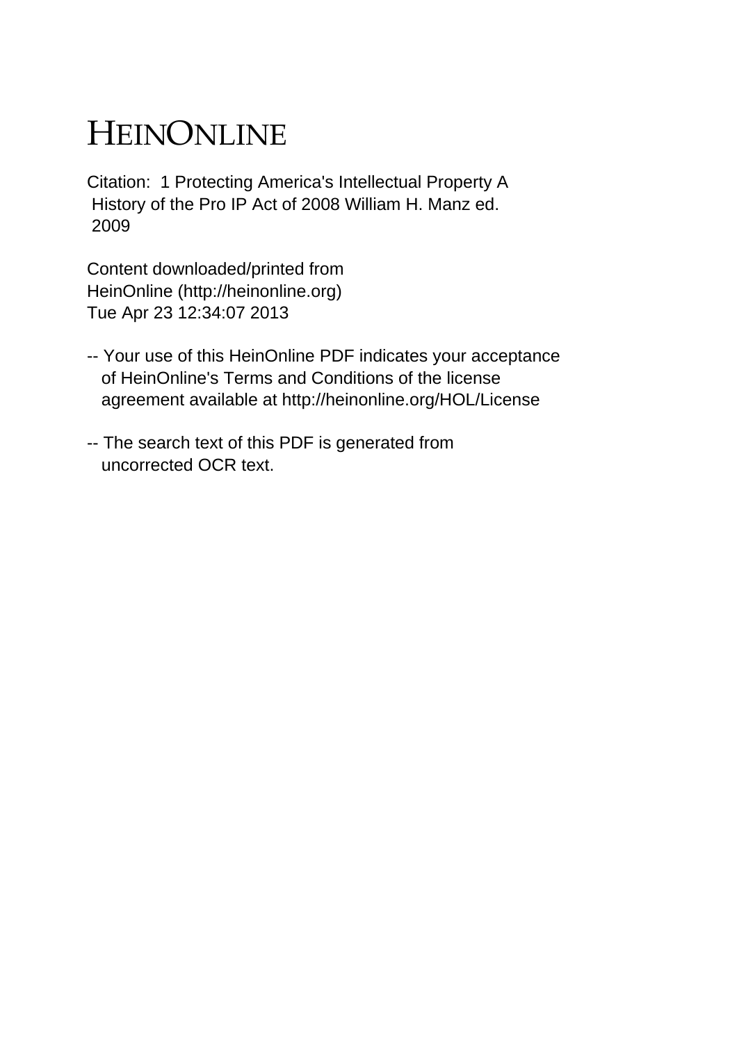# HEINONLINE

Citation: 1 Protecting America's Intellectual Property A History of the Pro IP Act of 2008 William H. Manz ed. 2009

Content downloaded/printed from HeinOnline (http://heinonline.org)
Tue Apr 23 12:34:07 2013

-- Your use of this HeinOnline PDF indicates your acceptance of HeinOnline's Terms and Conditions of the license agreement available at http://heinonline.org/HOL/License

-- The search text of this PDF is generated from uncorrected OCR text.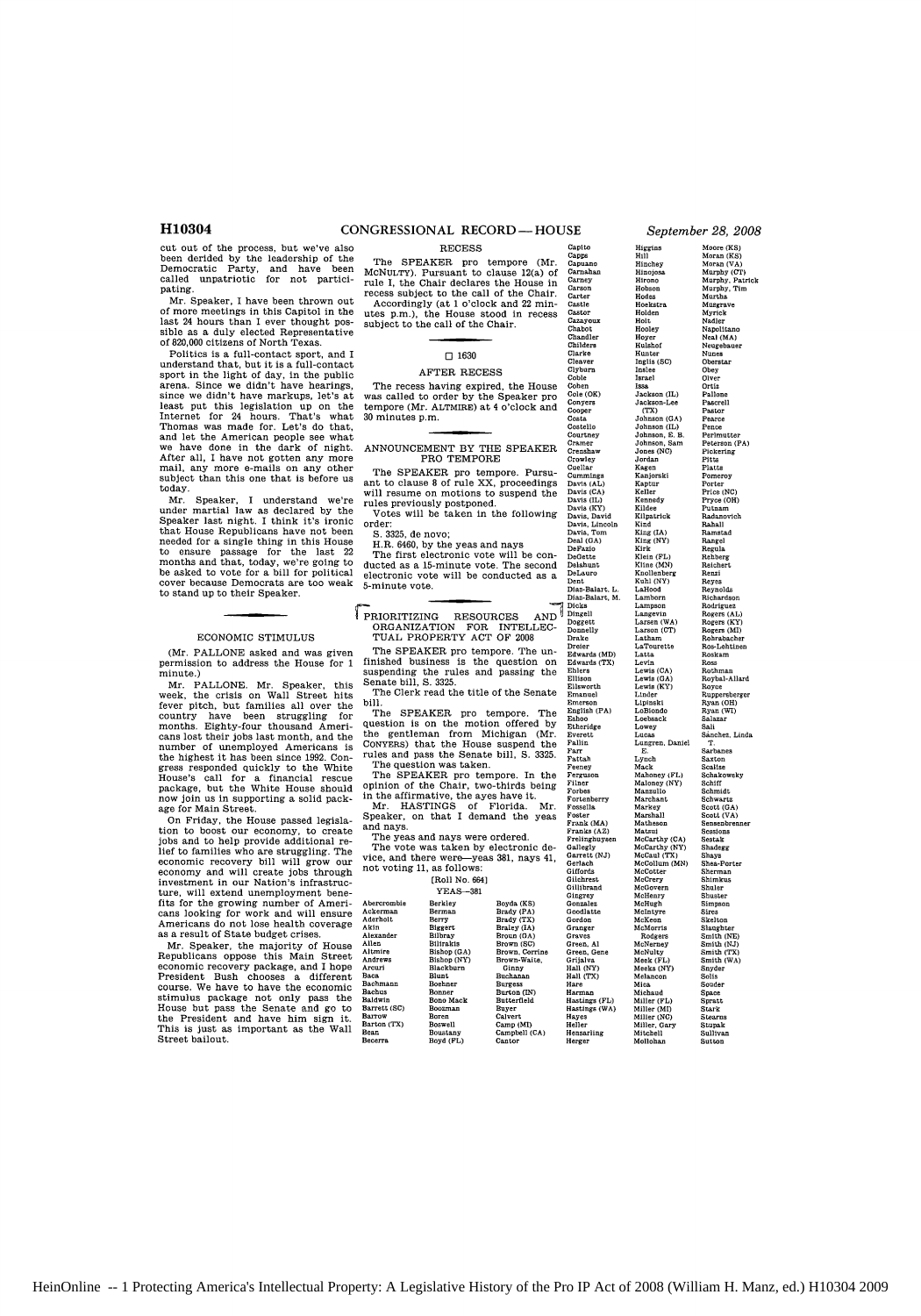cut out of the process, but we've also been derided by the leadership of the Democratic Party, and have been called unpatriotic for not participating.

Mr. Speaker, I have been thrown out of more meetings in this Capitol in the last 24 hours than I ever thought possible as a duly elected Representative of 820,000 citizens of North Texas.

Politics is a full-contact sport, and I understand that, but it is a full-contact sport in the light of day, in the public arena. Since we didn't have hearings, since we didn't have markups, let's at least put this legislation up on the Internet for 24 hours. That's what Thomas was made for. Let's do that, and let the American people see what we have done in the dark of night. After all, I have not gotten any more mail, any more e-mails on any other subject than this one that is before us today.

Mr. Speaker, I understand we're under martial law as declared by the Speaker last night. I think it's ironic that House Republicans have not been needed for a single thing in this House to ensure passage for the last 22 months and that, today, we're going to be asked to vote for a bill for political cover because Democrats are too weak to stand up to their Speaker.

## ECONOMIC STIMULUS

(Mr. PALLONE asked and was given permission to address the House for 1 minute.)

Mr. PALLONE. Mr. Speaker, this week, the crisis on Wall Street hits fever pitch, but families all over the country have been struggling for months. Eighty-four thousand Americans lost their jobs last month, and the number of unemployed Americans is the highest it has been since 1992. Congress responded quickly to the White House's call for a financial rescue package, but the White House should now join us in supporting a solid package for Main Street.

On Friday, the House passed legislation to boost our economy, to create jobs and to help provide additional relief to families who are struggling. The economic recovery bill will grow our economy and will create jobs through investment in our Nation's infrastructure, will extend unemployment benefits for the growing number of Americans looking for work and will ensure Americans do not lose health coverage as a result of State budget crises.

Mr. Speaker, the majority of House Republicans oppose this Main Street economic recovery package, and I hope President Bush chooses a different course. We have to have the economic stimulus package not only pass the House but pass the Senate and go to the President and have him sign it. This is just as important as the Wall Street bailout.

## RECESS

The SPEAKER pro tempore (Mr. MCNULTY). Pursuant to clause 12(a) of rule I, the Chair declares the House in recess subject to the call of the Chair.

Accordingly (at 1 o'clock and 22 minutes p.m.), the House stood in recess subject to the call of the Chair.

□ 1630

## AFTER RECESS

The recess having expired, the House was called to order by the Speaker pro tempore (Mr. ALTMIRE) at 4 o'clock and 30 minutes p.m.

## ANNOUNCEMENT BY THE SPEAKER PRO TEMPORE

The SPEAKER pro tempore. Pursuant to clause 8 of rule XX, proceedings will resume on motions to suspend the rules previously postponed.

Votes will be taken in the following order:

S. 3325, de novo;

H.R. 6460, by the yeas and nays

The first electronic vote will be conducted as a 15-minute vote. The second electronic vote will be conducted as a 5-minute vote.

## PRIORITIZING RESOURCES AND ORGANIZATION FOR INTELLECTUAL PROPERTY ACT OF 2008

The SPEAKER pro tempore. The unfinished business is the question on suspending the rules and passing the Senate bill, S. 3325.

The Clerk read the title of the Senate bill.

The SPEAKER pro tempore. The question is on the motion offered by the gentleman from Michigan (Mr. CONYERS) that the House suspend the rules and pass the Senate bill, S. 3325.

The question was taken.

The SPEAKER pro tempore. In the opinion of the Chair, two-thirds being in the affirmative, the ayes have it.

Mr. HASTINGS of Florida. Mr. Speaker, on that I demand the yeas and nays.

The yeas and nays were ordered.

The vote was taken by electronic device, and there were—yeas 381, nays 41, not voting 11, as follows:

[Roll No. 664]

YEAS—381

Abercrombie, Ackerman, Aderholt, Akin, Alexander, Allen, Altmire, Andrews, Arcuri, Baca, Bachmann, Bachus, Baldwin, Barrett (SC), Barrow, Barton (TX), Bean, Becerra, Berkley, Berman, Berry, Biggert, Bilbray, Bilirakis, Bishop (GA), Bishop (NY), Blackburn, Blunt, Boehner, Bonner, Bono Mack, Boozman, Boren, Boswell, Boustany, Boyd (FL), Boyda (KS), Brady (PA), Brady (TX), Braley (IA), Broun (GA), Brown (SC), Brown, Corrine, Brown-Waite, Ginny, Buchanan, Burgess, Burton (IN), Butterfield, Buyer, Calvert, Camp (MI), Campbell (CA), Cantor, Capito, Capps, Capuano, Carnahan, Carney, Carson, Carter, Castle, Castor, Cazayoux, Chabot, Chandler, Childers, Clarke, Cleaver, Clyburn, Coble, Cohen, Cole (OK), Conyers, Cooper, Costa, Costello, Courtney, Cramer, Crenshaw, Crowley, Cuellar, Cummings, Davis (AL), Davis (CA), Davis (IL), Davis (KY), Davis, David, Davis, Lincoln, Davis, Tom, Deal (GA), DeFazio, DeGette, Delahunt, DeLauro, Dent, Diaz-Balart, L., Diaz-Balart, M., Dicks, Dingell, Doggett, Donnelly, Drake, Dreier, Edwards (MD), Edwards (TX), Ehlers, Ellison, Ellsworth, Emanuel, Emerson, English (PA), Eshoo, Etheridge, Everett, Fallin, Farr, Fattah, Feeney, Ferguson, Filner, Forbes, Fortenberry, Fossella, Foster, Frank (MA), Franks (AZ), Frelinghuysen, Gallegly, Garrett (NJ), Gerlach, Giffords, Gilchrest, Gillibrand, Gingrey, Gonzalez, Goodlatte, Gordon, Granger, Graves, Green, Al, Green, Gene, Grijalva, Hall (NY), Hall (TX), Hare, Harman, Hastings (FL), Hastings (WA), Hayes, Heller, Hensarling, Herger, Higgins, Hill, Hinchey, Hinojosa, Hirono, Hobson, Hodes, Hoekstra, Holden, Holt, Hooley, Hoyer, Hulshof, Hunter, Inglis (SC), Inslee, Israel, Issa, Jackson (IL), Jackson-Lee (TX), Johnson (GA), Johnson (IL), Johnson, E. B., Johnson, Sam, Jones (NC), Jordan, Kagen, Kanjorski, Kaptur, Keller, Kennedy, Kildee, Kilpatrick, Kind, King (IA), King (NY), Kirk, Klein (FL), Kline (MN), Knollenberg, Kuhl (NY), LaHood, Lamborn, Lampson, Langevin, Larsen (WA), Larson (CT), Latham, LaTourette, Latta, Levin, Lewis (CA), Lewis (GA), Lewis (KY), Linder, Lipinski, LoBiondo, Loebsack, Lowey, Lucas, Lungren, Daniel E., Lynch, Mack, Mahoney (FL), Maloney (NY), Manzullo, Marchant, Markey, Marshall, Matheson, Matsui, McCarthy (CA), McCarthy (NY), McCaul (TX), McCollum (MN), McCotter, McCrery, McGovern, McHenry, McHugh, McIntyre, McKeon, McMorris Rodgers, McNerney, McNulty, Meek (FL), Meeks (NY), Melancon, Mica, Michaud, Miller (FL), Miller (MI), Miller (NC), Miller, Gary, Mitchell, Mollohan, Moore (KS), Moran (KS), Moran (VA), Murphy (CT), Murphy, Patrick, Murphy, Tim, Murtha, Musgrave, Myrick, Nadler, Napolitano, Neal (MA), Neugebauer, Nunes, Oberstar, Obey, Olver, Ortiz, Pallone, Pascrell, Pastor, Pearce, Pence, Perlmutter, Peterson (PA), Pickering, Pitts, Platts, Pomeroy, Porter, Price (NC), Pryce (OH), Putnam, Radanovich, Rahall, Ramstad, Rangel, Rehberg, Reichert, Renzi, Reyes, Reynolds, Richardson, Rodriguez, Rogers (AL), Rogers (KY), Rogers (MI), Rohrabacher, Ros-Lehtinen, Roskam, Ross, Rothman, Roybal-Allard, Royce, Ruppersberger, Ryan (OH), Ryan (WI), Salazar, Sali, Sánchez, Linda T., Sarbanes, Saxton, Scalise, Schakowsky, Schiff, Schmidt, Schwartz, Scott (GA), Scott (VA), Sensenbrenner, Sessions, Sestak, Shadegg, Shays, Shea-Porter, Sherman, Shimkus, Shuler, Shuster, Simpson, Sires, Skelton, Slaughter, Smith (NE), Smith (NJ), Smith (TX), Smith (WA), Snyder, Solis, Souder, Space, Spratt, Stark, Stearns, Stupak, Sullivan, Sutton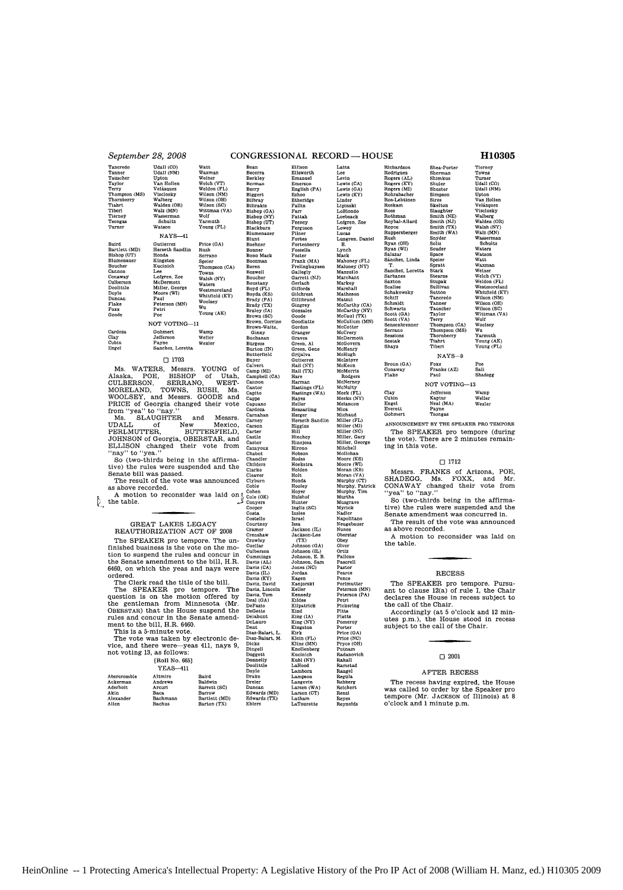Tancredo
Tanner
Tauscher
Taylor
Terry
Thompson (MS)
Thornberry
Tiahrt
Tiberi
Tierney
Tsongas
Turner
Udall (CO)
Udall (NM)
Upton
Van Hollen
Velázquez
Visclosky
Walberg
Walden (OR)
Walz (MN)
Wasserman Schultz
Watson
Watt
Waxman
Weiner
Welch (VT)
Weldon (FL)
Wilson (NM)
Wilson (OH)
Wilson (SC)
Wittman (VA)
Wolf
Yarmuth
Young (FL)

NAYS—41

Baird
Bartlett (MD)
Bishop (UT)
Blumenauer
Boucher
Cannon
Conaway
Culberson
Doolittle
Doyle
Duncan
Flake
Foxx
Goode
Gutierrez
Herseth Sandlin
Honda
Kingston
Kucinich
Lee
Lofgren, Zoe
McDermott
Miller, George
Moore (WI)
Paul
Peterson (MN)
Petri
Poe
Price (GA)
Rush
Serrano
Speier
Thompson (CA)
Towns
Walsh (NY)
Waters
Westmoreland
Whitfield (KY)
Woolsey
Wu
Young (AK)

NOT VOTING—11

Cardoza
Clay
Cubin
Engel
Gohmert
Jefferson
Payne
Sanchez, Loretta
Wamp
Weller
Wexler

☐ 1703

Ms. WATERS, Messrs. YOUNG of Alaska, POE, BISHOP of Utah, CULBERSON, SERRANO, WESTMORELAND, TOWNS, RUSH, Ms. WOOLSEY, and Messrs. GOODE and PRICE of Georgia changed their vote from "yea" to "nay."

Ms. SLAUGHTER and Messrs. UDALL of New Mexico, PERLMUTTER, BUTTERFIELD, JOHNSON of Georgia, OBERSTAR, and ELLISON changed their vote from "nay" to "yea."

So (two-thirds being in the affirmative) the rules were suspended and the Senate bill was passed.

The result of the vote was announced as above recorded.

A motion to reconsider was laid on the table.

## GREAT LAKES LEGACY REAUTHORIZATION ACT OF 2008

The SPEAKER pro tempore. The unfinished business is the vote on the motion to suspend the rules and concur in the Senate amendment to the bill, H.R. 6460, on which the yeas and nays were ordered.

The Clerk read the title of the bill.

The SPEAKER pro tempore. The question is on the motion offered by the gentleman from Minnesota (Mr. OBERSTAR) that the House suspend the rules and concur in the Senate amendment to the bill, H.R. 6460.

This is a 5-minute vote.

The vote was taken by electronic device, and there were—yeas 411, nays 9, not voting 13, as follows:

[Roll No. 665]

YEAS—411

Abercrombie
Ackerman
Aderholt
Akin
Alexander
Allen
Altmire
Andrews
Arcuri
Baca
Bachmann
Bachus
Baird
Baldwin
Barrett (SC)
Barrow
Bartlett (MD)
Barton (TX)
Bean
Becerra
Berkley
Berman
Berry
Biggert
Bilbray
Bilirakis
Bishop (GA)
Bishop (NY)
Bishop (UT)
Blackburn
Blumenauer
Blunt
Boehner
Bonner
Bono Mack
Boozman
Boren
Boswell
Boucher
Boustany
Boyd (FL)
Boyda (KS)
Brady (PA)
Brady (TX)
Braley (IA)
Brown (SC)
Brown, Corrine
Brown-Waite, Ginny
Buchanan
Burgess
Burton (IN)
Butterfield
Buyer
Calvert
Camp (MI)
Campbell (CA)
Cannon
Cantor
Capito
Capps
Capuano
Cardoza
Carnahan
Carney
Carson
Carter
Castle
Castor
Cazayoux
Chabot
Chandler
Childers
Clarke
Cleaver
Clyburn
Coble
Cohen
Cole (OK)
Conyers
Cooper
Costa
Costello
Courtney
Cramer
Crenshaw
Crowley
Cuellar
Culberson
Cummings
Davis (AL)
Davis (CA)
Davis (IL)
Davis (KY)
Davis, David
Davis, Lincoln
Davis, Tom
Deal (GA)
DeFazio
DeGette
Delahunt
DeLauro
Dent
Diaz-Balart, L.
Diaz-Balart, M.
Dicks
Dingell
Doggett
Donnelly
Doolittle
Doyle
Drake
Dreier
Duncan
Edwards (MD)
Edwards (TX)
Ehlers
Ellison
Ellsworth
Emanuel
Emerson
English (PA)
Eshoo
Etheridge
Fallin
Farr
Fattah
Feeney
Ferguson
Filner
Forbes
Fortenberry
Fossella
Foster
Frank (MA)
Frelinghuysen
Gallegly
Garrett (NJ)
Gerlach
Giffords
Gilchrest
Gillibrand
Gingrey
Gonzalez
Goode
Goodlatte
Gordon
Granger
Graves
Green, Al
Green, Gene
Grijalva
Gutierrez
Hall (NY)
Hall (TX)
Hare
Harman
Hastings (FL)
Hastings (WA)
Hayes
Heller
Hensarling
Herger
Herseth Sandlin
Higgins
Hill
Hinchey
Hinojosa
Hirono
Hobson
Hodes
Hoekstra
Holden
Holt
Honda
Hooley
Hoyer
Hulshof
Hunter
Inglis (SC)
Inslee
Israel
Issa
Jackson (IL)
Jackson-Lee (TX)
Johnson (GA)
Johnson (IL)
Johnson, E. B.
Johnson, Sam
Jones (NC)
Jordan
Kagen
Kanjorski
Keller
Kennedy
Kildee
Kilpatrick
Kind
King (IA)
King (NY)
Kingston
Kirk
Klein (FL)
Kline (MN)
Knollenberg
Kucinich
Kuhl (NY)
LaHood
Lamborn
Lampson
Langevin
Larsen (WA)
Larson (CT)
Latham
LaTourette
Latta
Lee
Levin
Lewis (CA)
Lewis (GA)
Lewis (KY)
Linder
Lipinski
LoBiondo
Loebsack
Lofgren, Zoe
Lowey
Lucas
Lungren, Daniel E.
Lynch
Mack
Mahoney (FL)
Maloney (NY)
Manzullo
Marchant
Markey
Marshall
Matheson
Matsui
McCarthy (CA)
McCarthy (NY)
McCaul (TX)
McCollum (MN)
McCotter
McCrery
McDermott
McGovern
McHenry
McHugh
McIntyre
McKeon
McMorris Rodgers
McNerney
McNulty
Meek (FL)
Meeks (NY)
Melancon
Mica
Michaud
Miller (FL)
Miller (MI)
Miller (NC)
Miller, Gary
Miller, George
Mitchell
Mollohan
Moore (KS)
Moore (WI)
Moran (KS)
Moran (VA)
Murphy (CT)
Murphy, Patrick
Murphy, Tim
Murtha
Musgrave
Myrick
Nadler
Napolitano
Neugebauer
Nunes
Oberstar
Obey
Olver
Ortiz
Pallone
Pascrell
Pastor
Pearce
Pence
Perlmutter
Peterson (MN)
Peterson (PA)
Petri
Pickering
Pitts
Platts
Pomeroy
Porter
Price (GA)
Price (NC)
Pryce (OH)
Putnam
Radanovich
Rahall
Ramstad
Rangel
Regula
Rehberg
Reichert
Renzi
Reyes
Reynolds
Richardson
Rodriguez
Rogers (AL)
Rogers (KY)
Rogers (MI)
Rohrabacher
Ros-Lehtinen
Roskam
Ross
Rothman
Roybal-Allard
Royce
Ruppersberger
Rush
Ryan (OH)
Ryan (WI)
Salazar
Sánchez, Linda T.
Sanchez, Loretta
Sarbanes
Saxton
Scalise
Schakowsky
Schiff
Schmidt
Schwartz
Scott (GA)
Scott (VA)
Sensenbrenner
Serrano
Sessions
Sestak
Shays
Shea-Porter
Sherman
Shimkus
Shuler
Shuster
Simpson
Sires
Skelton
Slaughter
Smith (NE)
Smith (NJ)
Smith (TX)
Smith (WA)
Snyder
Solis
Souder
Space
Speier
Spratt
Stark
Stearns
Stupak
Sullivan
Sutton
Tancredo
Tanner
Tauscher
Taylor
Terry
Thompson (CA)
Thompson (MS)
Thornberry
Tiahrt
Tiberi
Tierney
Towns
Turner
Udall (CO)
Udall (NM)
Upton
Van Hollen
Velázquez
Visclosky
Walberg
Walden (OR)
Walsh (NY)
Walz (MN)
Wasserman Schultz
Waters
Watson
Watt
Waxman
Weiner
Welch (VT)
Weldon (FL)
Westmoreland
Whitfield (KY)
Wilson (NM)
Wilson (OH)
Wilson (SC)
Wittman (VA)
Wolf
Woolsey
Wu
Yarmuth
Young (AK)
Young (FL)

NAYS—9

Broun (GA)
Conaway
Flake
Foxx
Franks (AZ)
Paul
Poe
Sali
Shadegg

NOT VOTING—13

Clay
Cubin
Engel
Everett
Gohmert
Jefferson
Kaptur
Neal (MA)
Payne
Tsongas
Wamp
Weller
Wexler

ANNOUNCEMENT BY THE SPEAKER PRO TEMPORE

The SPEAKER pro tempore (during the vote). There are 2 minutes remaining in this vote.

☐ 1712

Messrs. FRANKS of Arizona, POE, SHADEGG, Ms. FOXX, and Mr. CONAWAY changed their vote from "yea" to "nay."

So (two-thirds being in the affirmative) the rules were suspended and the Senate amendment was concurred in.

The result of the vote was announced as above recorded.

A motion to reconsider was laid on the table.

## RECESS

The SPEAKER pro tempore. Pursuant to clause 12(a) of rule I, the Chair declares the House in recess subject to the call of the Chair.

Accordingly (at 5 o'clock and 12 minutes p.m.), the House stood in recess subject to the call of the Chair.

☐ 2001

## AFTER RECESS

The recess having expired, the House was called to order by the Speaker pro tempore (Mr. JACKSON of Illinois) at 8 o'clock and 1 minute p.m.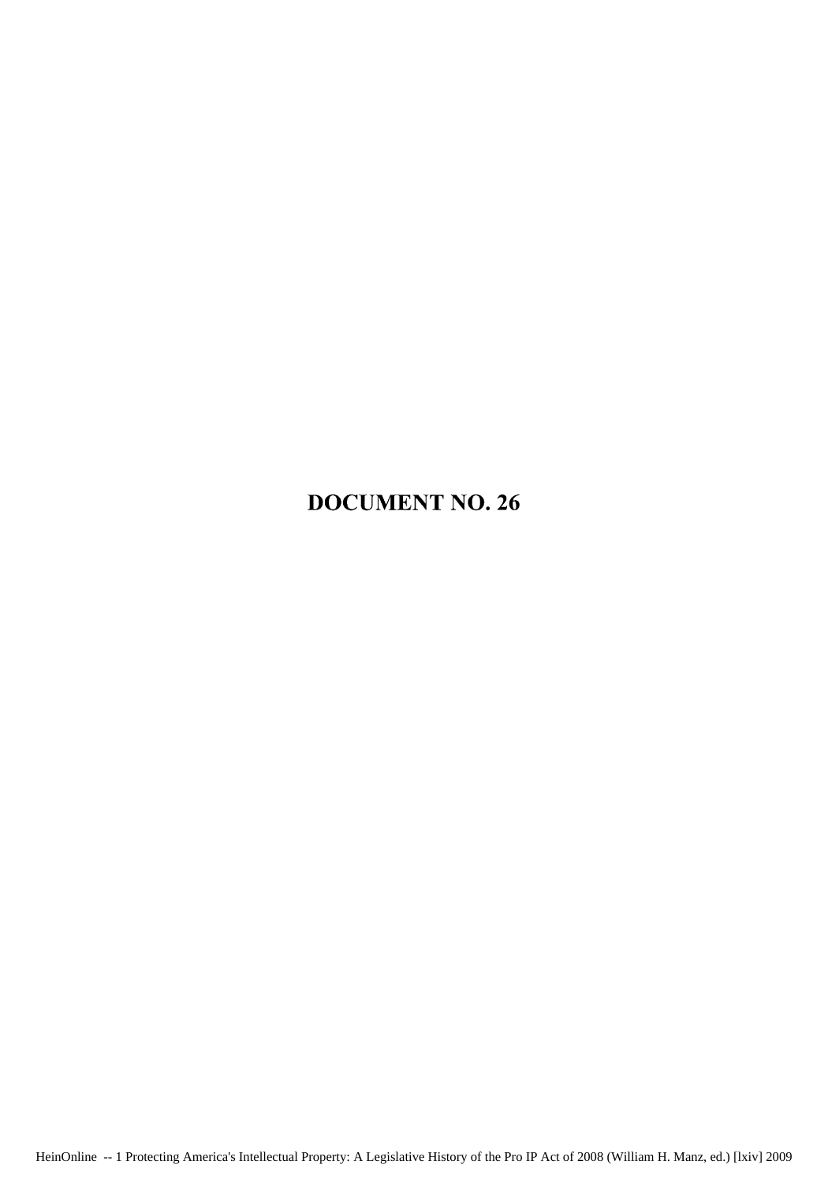# DOCUMENT NO. 26